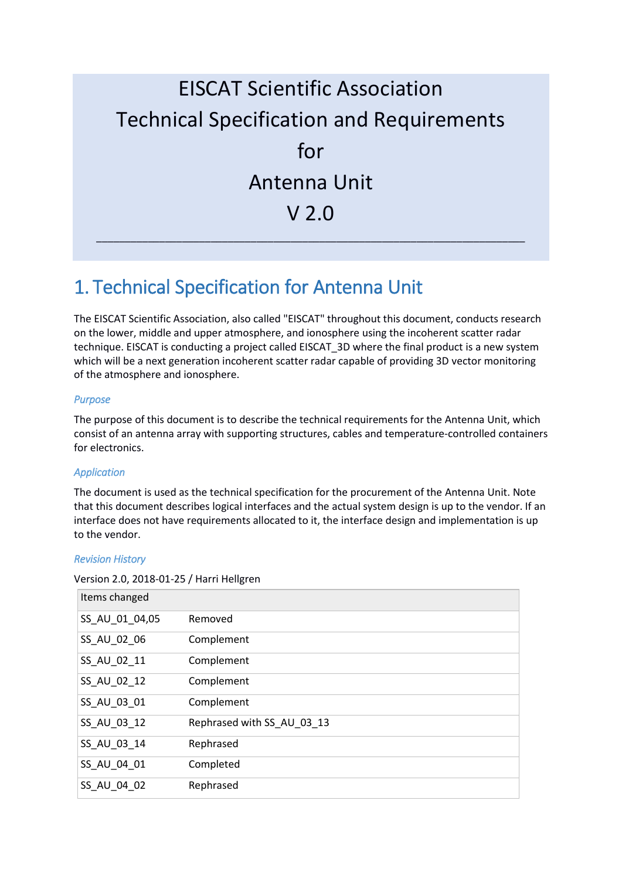# EISCAT Scientific Association Technical Specification and Requirements for Antenna Unit V 2.0

# 1. Technical Specification for Antenna Unit

The EISCAT Scientific Association, also called "EISCAT" throughout this document, conducts research on the lower, middle and upper atmosphere, and ionosphere using the incoherent scatter radar technique. EISCAT is conducting a project called EISCAT_3D where the final product is a new system which will be a next generation incoherent scatter radar capable of providing 3D vector monitoring of the atmosphere and ionosphere.

### *Purpose*

The purpose of this document is to describe the technical requirements for the Antenna Unit, which consist of an antenna array with supporting structures, cables and temperature-controlled containers for electronics.

### *Application*

The document is used as the technical specification for the procurement of the Antenna Unit. Note that this document describes logical interfaces and the actual system design is up to the vendor. If an interface does not have requirements allocated to it, the interface design and implementation is up to the vendor.

### *Revision History*

Version 2.0, 2018-01-25 / Harri Hellgren

| Items changed | |
|---|---|
| SS_AU_01_04,05 | Removed |
| SS_AU_02_06 | Complement |
| SS_AU_02_11 | Complement |
| SS_AU_02_12 | Complement |
| SS_AU_03_01 | Complement |
| SS_AU_03_12 | Rephrased with SS_AU_03_13 |
| SS_AU_03_14 | Rephrased |
| SS_AU_04_01 | Completed |
| SS_AU_04_02 | Rephrased |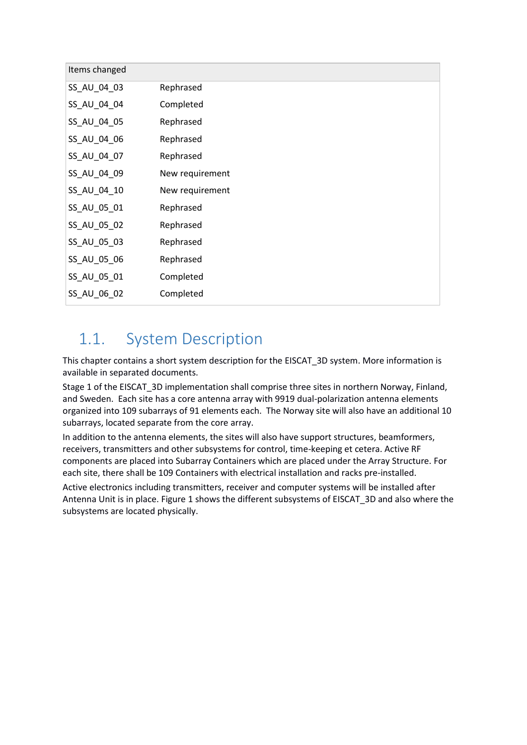| Items changed | |
|---|---|
| SS_AU_04_03 | Rephrased |
| SS_AU_04_04 | Completed |
| SS_AU_04_05 | Rephrased |
| SS_AU_04_06 | Rephrased |
| SS_AU_04_07 | Rephrased |
| SS_AU_04_09 | New requirement |
| SS_AU_04_10 | New requirement |
| SS_AU_05_01 | Rephrased |
| SS_AU_05_02 | Rephrased |
| SS_AU_05_03 | Rephrased |
| SS_AU_05_06 | Rephrased |
| SS_AU_05_01 | Completed |
| SS_AU_06_02 | Completed |

## 1.1. System Description

This chapter contains a short system description for the EISCAT_3D system. More information is available in separated documents.

Stage 1 of the EISCAT_3D implementation shall comprise three sites in northern Norway, Finland, and Sweden. Each site has a core antenna array with 9919 dual-polarization antenna elements organized into 109 subarrays of 91 elements each. The Norway site will also have an additional 10 subarrays, located separate from the core array.

In addition to the antenna elements, the sites will also have support structures, beamformers, receivers, transmitters and other subsystems for control, time-keeping et cetera. Active RF components are placed into Subarray Containers which are placed under the Array Structure. For each site, there shall be 109 Containers with electrical installation and racks pre-installed.

Active electronics including transmitters, receiver and computer systems will be installed after Antenna Unit is in place. Figure 1 shows the different subsystems of EISCAT_3D and also where the subsystems are located physically.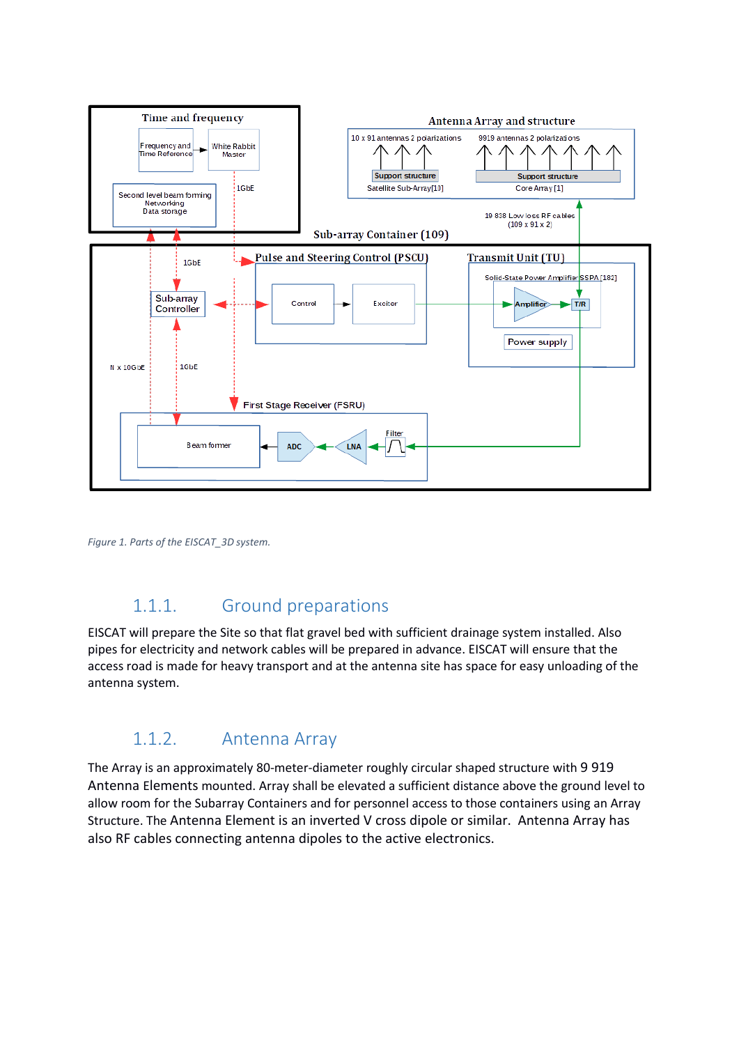Figure 1. Parts of the EISCAT_3D system.

### 1.1.1. Ground preparations

EISCAT will prepare the Site so that flat gravel bed with sufficient drainage system installed. Also pipes for electricity and network cables will be prepared in advance. EISCAT will ensure that the access road is made for heavy transport and at the antenna site has space for easy unloading of the antenna system.

### 1.1.2. Antenna Array

The Array is an approximately 80-meter-diameter roughly circular shaped structure with 9 919 Antenna Elements mounted. Array shall be elevated a sufficient distance above the ground level to allow room for the Subarray Containers and for personnel access to those containers using an Array Structure. The Antenna Element is an inverted V cross dipole or similar. Antenna Array has also RF cables connecting antenna dipoles to the active electronics.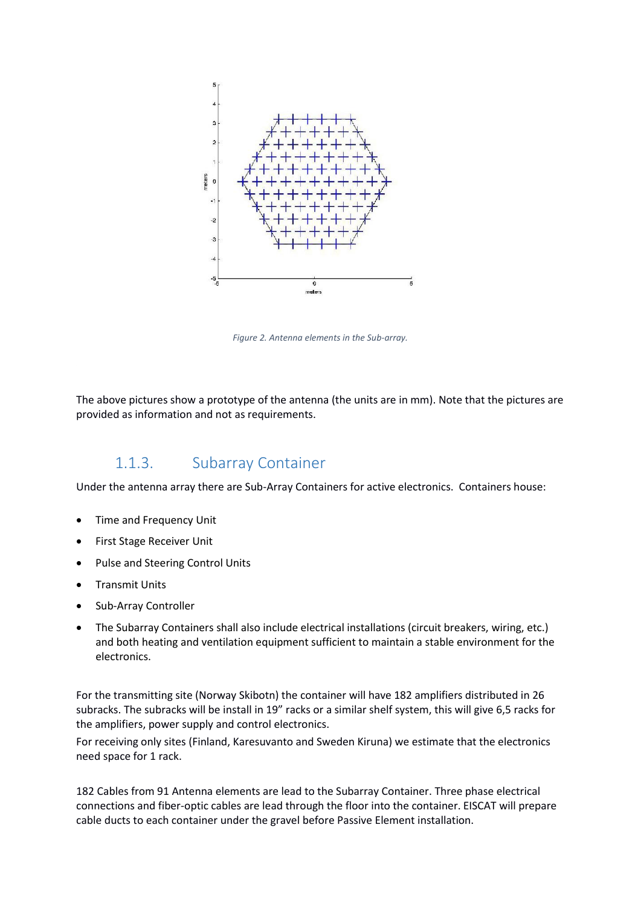*Figure 2. Antenna elements in the Sub-array.*

The above pictures show a prototype of the antenna (the units are in mm). Note that the pictures are provided as information and not as requirements.

### 1.1.3. Subarray Container

Under the antenna array there are Sub-Array Containers for active electronics. Containers house:

- Time and Frequency Unit
- First Stage Receiver Unit
- Pulse and Steering Control Units
- Transmit Units
- Sub-Array Controller
- The Subarray Containers shall also include electrical installations (circuit breakers, wiring, etc.) and both heating and ventilation equipment sufficient to maintain a stable environment for the electronics.

For the transmitting site (Norway Skibotn) the container will have 182 amplifiers distributed in 26 subracks. The subracks will be install in 19" racks or a similar shelf system, this will give 6,5 racks for the amplifiers, power supply and control electronics.
For receiving only sites (Finland, Karesuvanto and Sweden Kiruna) we estimate that the electronics need space for 1 rack.

182 Cables from 91 Antenna elements are lead to the Subarray Container. Three phase electrical connections and fiber-optic cables are lead through the floor into the container. EISCAT will prepare cable ducts to each container under the gravel before Passive Element installation.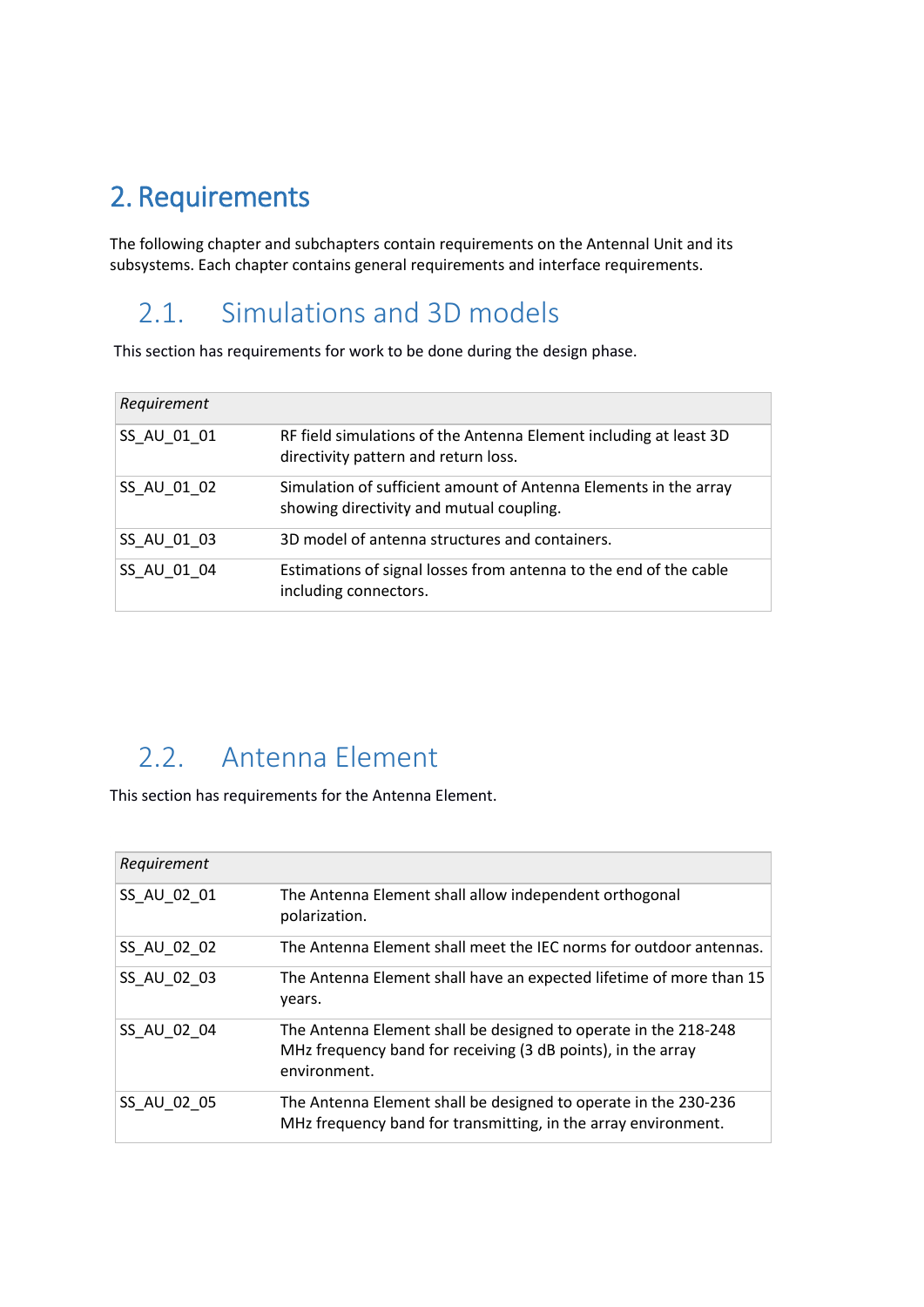# 2. Requirements

The following chapter and subchapters contain requirements on the Antennal Unit and its subsystems. Each chapter contains general requirements and interface requirements.

## 2.1. Simulations and 3D models

This section has requirements for work to be done during the design phase.

| *Requirement* | |
|---|---|
| SS_AU_01_01 | RF field simulations of the Antenna Element including at least 3D directivity pattern and return loss. |
| SS_AU_01_02 | Simulation of sufficient amount of Antenna Elements in the array showing directivity and mutual coupling. |
| SS_AU_01_03 | 3D model of antenna structures and containers. |
| SS_AU_01_04 | Estimations of signal losses from antenna to the end of the cable including connectors. |

## 2.2. Antenna Element

This section has requirements for the Antenna Element.

| *Requirement* | |
|---|---|
| SS_AU_02_01 | The Antenna Element shall allow independent orthogonal polarization. |
| SS_AU_02_02 | The Antenna Element shall meet the IEC norms for outdoor antennas. |
| SS_AU_02_03 | The Antenna Element shall have an expected lifetime of more than 15 years. |
| SS_AU_02_04 | The Antenna Element shall be designed to operate in the 218-248 MHz frequency band for receiving (3 dB points), in the array environment. |
| SS_AU_02_05 | The Antenna Element shall be designed to operate in the 230-236 MHz frequency band for transmitting, in the array environment. |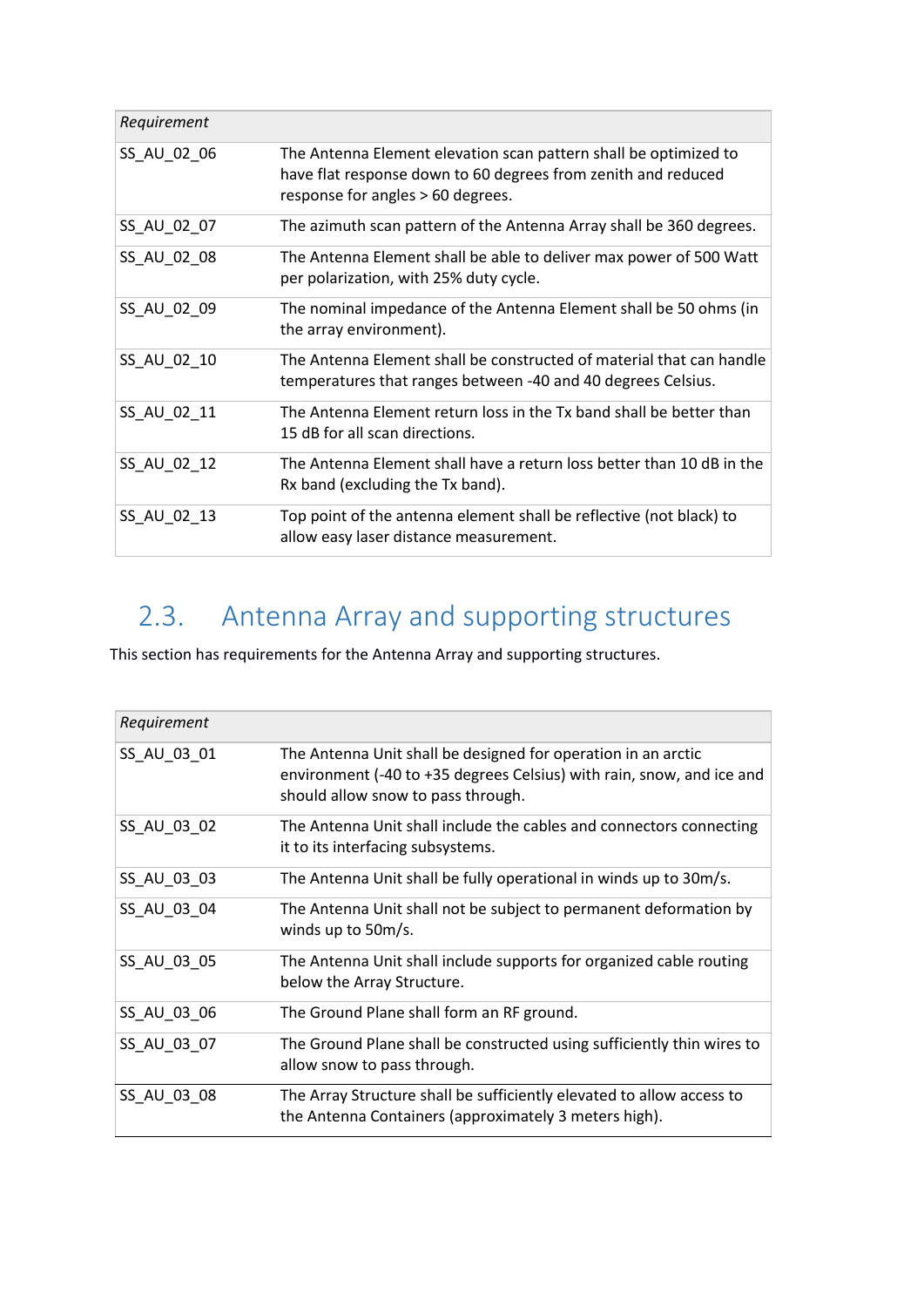| *Requirement* | |
|---|---|
| SS_AU_02_06 | The Antenna Element elevation scan pattern shall be optimized to have flat response down to 60 degrees from zenith and reduced response for angles > 60 degrees. |
| SS_AU_02_07 | The azimuth scan pattern of the Antenna Array shall be 360 degrees. |
| SS_AU_02_08 | The Antenna Element shall be able to deliver max power of 500 Watt per polarization, with 25% duty cycle. |
| SS_AU_02_09 | The nominal impedance of the Antenna Element shall be 50 ohms (in the array environment). |
| SS_AU_02_10 | The Antenna Element shall be constructed of material that can handle temperatures that ranges between -40 and 40 degrees Celsius. |
| SS_AU_02_11 | The Antenna Element return loss in the Tx band shall be better than 15 dB for all scan directions. |
| SS_AU_02_12 | The Antenna Element shall have a return loss better than 10 dB in the Rx band (excluding the Tx band). |
| SS_AU_02_13 | Top point of the antenna element shall be reflective (not black) to allow easy laser distance measurement. |

## 2.3. Antenna Array and supporting structures

This section has requirements for the Antenna Array and supporting structures.

| *Requirement* | |
|---|---|
| SS_AU_03_01 | The Antenna Unit shall be designed for operation in an arctic environment (-40 to +35 degrees Celsius) with rain, snow, and ice and should allow snow to pass through. |
| SS_AU_03_02 | The Antenna Unit shall include the cables and connectors connecting it to its interfacing subsystems. |
| SS_AU_03_03 | The Antenna Unit shall be fully operational in winds up to 30m/s. |
| SS_AU_03_04 | The Antenna Unit shall not be subject to permanent deformation by winds up to 50m/s. |
| SS_AU_03_05 | The Antenna Unit shall include supports for organized cable routing below the Array Structure. |
| SS_AU_03_06 | The Ground Plane shall form an RF ground. |
| SS_AU_03_07 | The Ground Plane shall be constructed using sufficiently thin wires to allow snow to pass through. |
| SS_AU_03_08 | The Array Structure shall be sufficiently elevated to allow access to the Antenna Containers (approximately 3 meters high). |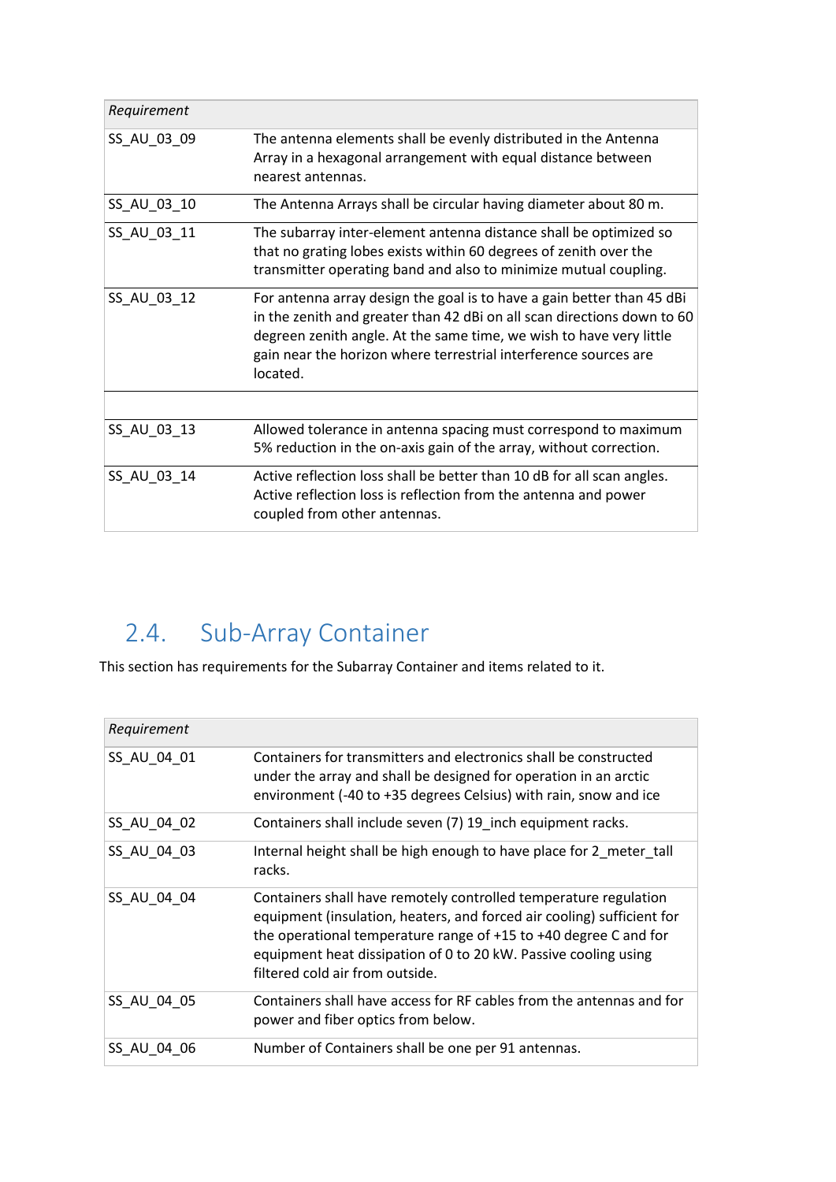| Requirement | |
|---|---|
| SS_AU_03_09 | The antenna elements shall be evenly distributed in the Antenna Array in a hexagonal arrangement with equal distance between nearest antennas. |
| SS_AU_03_10 | The Antenna Arrays shall be circular having diameter about 80 m. |
| SS_AU_03_11 | The subarray inter-element antenna distance shall be optimized so that no grating lobes exists within 60 degrees of zenith over the transmitter operating band and also to minimize mutual coupling. |
| SS_AU_03_12 | For antenna array design the goal is to have a gain better than 45 dBi in the zenith and greater than 42 dBi on all scan directions down to 60 degreen zenith angle. At the same time, we wish to have very little gain near the horizon where terrestrial interference sources are located. |
| | |
| SS_AU_03_13 | Allowed tolerance in antenna spacing must correspond to maximum 5% reduction in the on-axis gain of the array, without correction. |
| SS_AU_03_14 | Active reflection loss shall be better than 10 dB for all scan angles. Active reflection loss is reflection from the antenna and power coupled from other antennas. |

## 2.4. Sub-Array Container

This section has requirements for the Subarray Container and items related to it.

| Requirement | |
|---|---|
| SS_AU_04_01 | Containers for transmitters and electronics shall be constructed under the array and shall be designed for operation in an arctic environment (-40 to +35 degrees Celsius) with rain, snow and ice |
| SS_AU_04_02 | Containers shall include seven (7) 19_inch equipment racks. |
| SS_AU_04_03 | Internal height shall be high enough to have place for 2_meter_tall racks. |
| SS_AU_04_04 | Containers shall have remotely controlled temperature regulation equipment (insulation, heaters, and forced air cooling) sufficient for the operational temperature range of +15 to +40 degree C and for equipment heat dissipation of 0 to 20 kW. Passive cooling using filtered cold air from outside. |
| SS_AU_04_05 | Containers shall have access for RF cables from the antennas and for power and fiber optics from below. |
| SS_AU_04_06 | Number of Containers shall be one per 91 antennas. |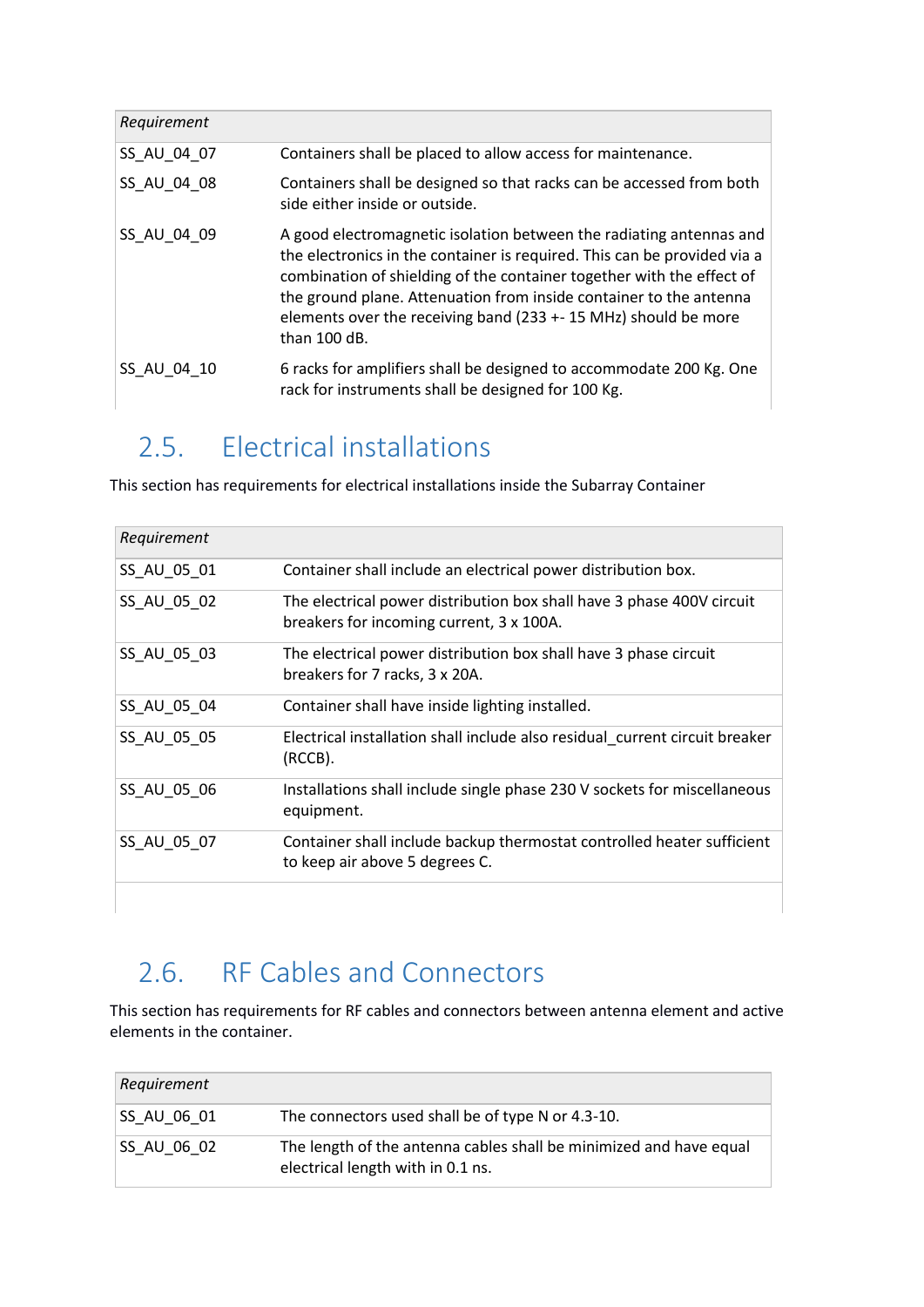| *Requirement* | |
|---|---|
| SS_AU_04_07 | Containers shall be placed to allow access for maintenance. |
| SS_AU_04_08 | Containers shall be designed so that racks can be accessed from both side either inside or outside. |
| SS_AU_04_09 | A good electromagnetic isolation between the radiating antennas and the electronics in the container is required. This can be provided via a combination of shielding of the container together with the effect of the ground plane. Attenuation from inside container to the antenna elements over the receiving band (233 +- 15 MHz) should be more than 100 dB. |
| SS_AU_04_10 | 6 racks for amplifiers shall be designed to accommodate 200 Kg. One rack for instruments shall be designed for 100 Kg. |

## 2.5. Electrical installations

This section has requirements for electrical installations inside the Subarray Container

| *Requirement* | |
|---|---|
| SS_AU_05_01 | Container shall include an electrical power distribution box. |
| SS_AU_05_02 | The electrical power distribution box shall have 3 phase 400V circuit breakers for incoming current, 3 x 100A. |
| SS_AU_05_03 | The electrical power distribution box shall have 3 phase circuit breakers for 7 racks, 3 x 20A. |
| SS_AU_05_04 | Container shall have inside lighting installed. |
| SS_AU_05_05 | Electrical installation shall include also residual_current circuit breaker (RCCB). |
| SS_AU_05_06 | Installations shall include single phase 230 V sockets for miscellaneous equipment. |
| SS_AU_05_07 | Container shall include backup thermostat controlled heater sufficient to keep air above 5 degrees C. |
| | |

## 2.6. RF Cables and Connectors

This section has requirements for RF cables and connectors between antenna element and active elements in the container.

| *Requirement* | |
|---|---|
| SS_AU_06_01 | The connectors used shall be of type N or 4.3-10. |
| SS_AU_06_02 | The length of the antenna cables shall be minimized and have equal electrical length with in 0.1 ns. |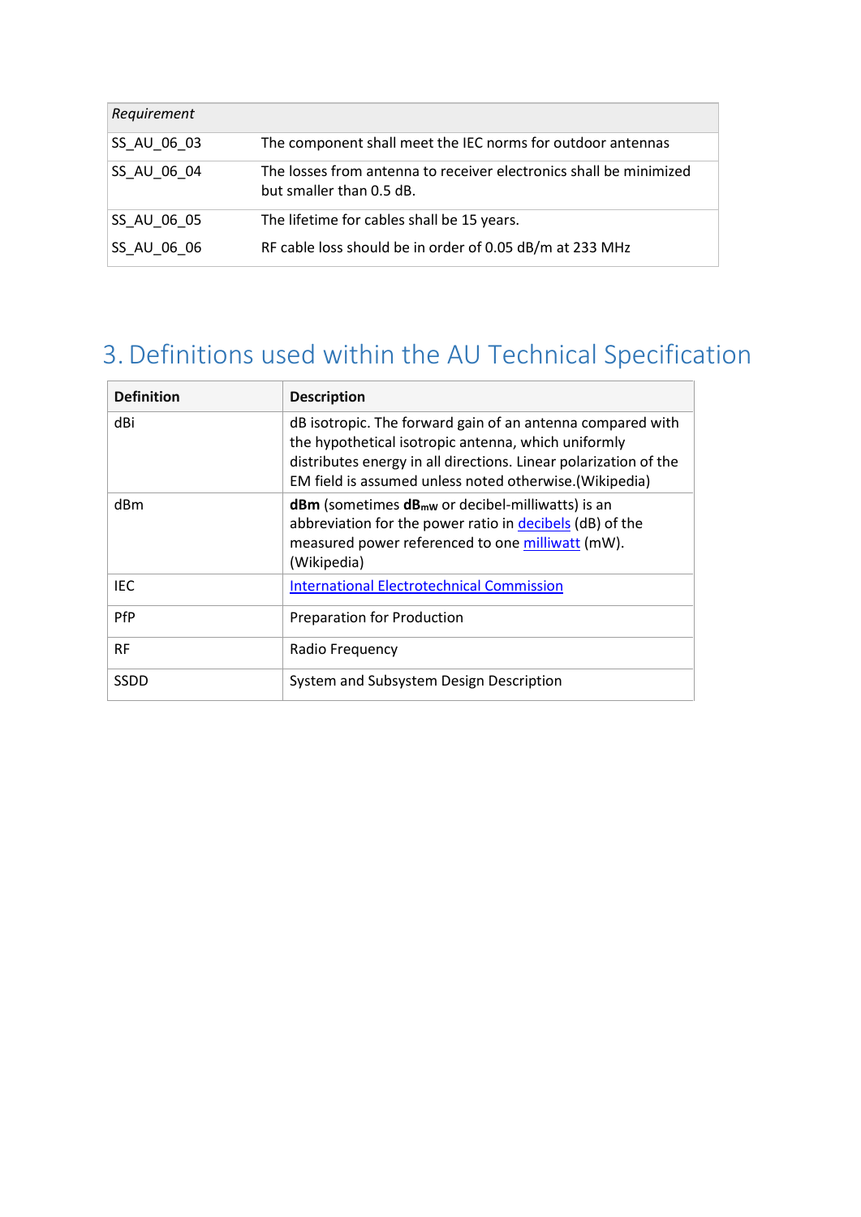| *Requirement* | |
|---|---|
| SS_AU_06_03 | The component shall meet the IEC norms for outdoor antennas |
| SS_AU_06_04 | The losses from antenna to receiver electronics shall be minimized but smaller than 0.5 dB. |
| SS_AU_06_05 | The lifetime for cables shall be 15 years. |
| SS_AU_06_06 | RF cable loss should be in order of 0.05 dB/m at 233 MHz |

# 3. Definitions used within the AU Technical Specification

| Definition | Description |
|---|---|
| dBi | dB isotropic. The forward gain of an antenna compared with the hypothetical isotropic antenna, which uniformly distributes energy in all directions. Linear polarization of the EM field is assumed unless noted otherwise.(Wikipedia) |
| dBm | **dBm** (sometimes **dB**$_{mW}$ or decibel-milliwatts) is an abbreviation for the power ratio in decibels (dB) of the measured power referenced to one milliwatt (mW). (Wikipedia) |
| IEC | International Electrotechnical Commission |
| PfP | Preparation for Production |
| RF | Radio Frequency |
| SSDD | System and Subsystem Design Description |